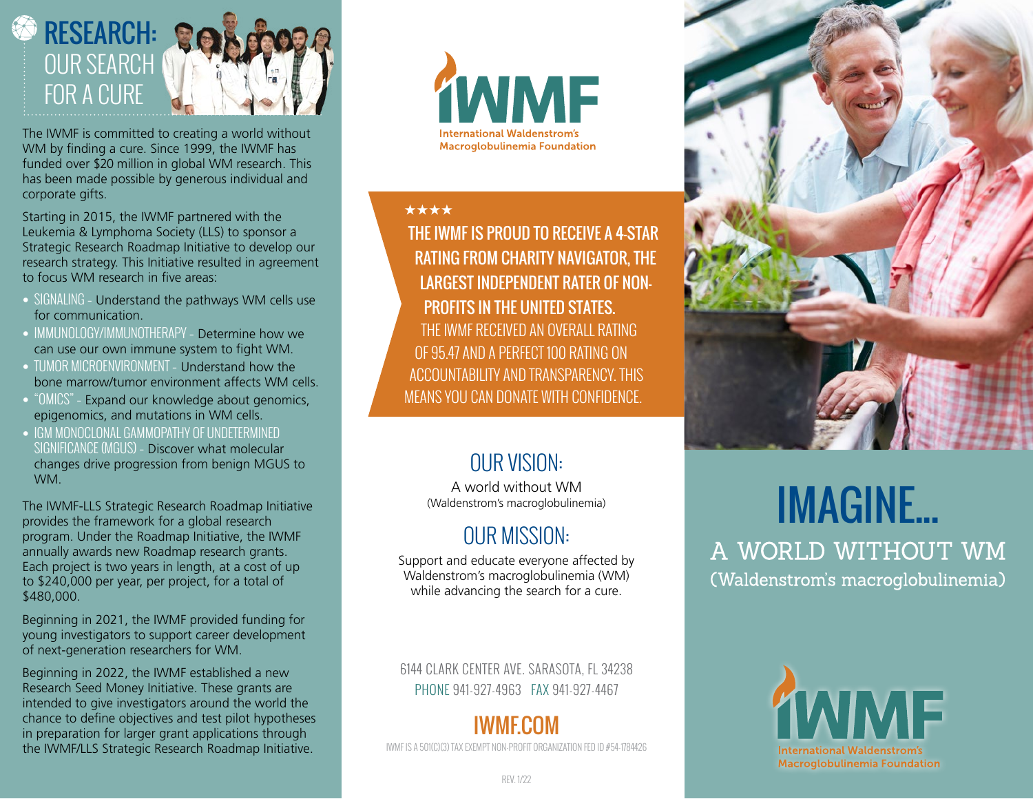# RESEARCH: OUR SEARCH FOR A CURE

The IWMF is committed to creating a world without WM by finding a cure. Since 1999, the IWMF has funded over $20 million in global WM research. This has been made possible by generous individual and corporate gifts.

Starting in 2015, the IWMF partnered with the Leukemia & Lymphoma Society (LLS) to sponsor a Strategic Research Roadmap Initiative to develop our research strategy. This Initiative resulted in agreement to focus WM research in five areas:

- SIGNALING - Understand the pathways WM cells use for communication.
- IMMUNOLOGY/IMMUNOTHERAPY - Determine how we can use our own immune system to fight WM.
- TUMOR MICROENVIRONMENT - Understand how the bone marrow/tumor environment affects WM cells.
- "OMICS" - Expand our knowledge about genomics, epigenomics, and mutations in WM cells.
- IGM MONOCLONAL GAMMOPATHY OF UNDETERMINED SIGNIFICANCE (MGUS) - Discover what molecular changes drive progression from benign MGUS to WM.

The IWMF-LLS Strategic Research Roadmap Initiative provides the framework for a global research program. Under the Roadmap Initiative, the IWMF annually awards new Roadmap research grants. Each project is two years in length, at a cost of up to $240,000 per year, per project, for a total of $480,000.

Beginning in 2021, the IWMF provided funding for young investigators to support career development of next-generation researchers for WM.

Beginning in 2022, the IWMF established a new Research Seed Money Initiative. These grants are intended to give investigators around the world the chance to define objectives and test pilot hypotheses in preparation for larger grant applications through the IWMF/LLS Strategic Research Roadmap Initiative.

IWMF
International Waldenstrom's Macroglobulinemia Foundation

★★★★

**THE IWMF IS PROUD TO RECEIVE A 4-STAR RATING FROM CHARITY NAVIGATOR, THE LARGEST INDEPENDENT RATER OF NON-PROFITS IN THE UNITED STATES.**

THE IWMF RECEIVED AN OVERALL RATING OF 95.47 AND A PERFECT 100 RATING ON ACCOUNTABILITY AND TRANSPARENCY. THIS MEANS YOU CAN DONATE WITH CONFIDENCE.

## OUR VISION:

A world without WM
(Waldenstrom's macroglobulinemia)

## OUR MISSION:

Support and educate everyone affected by Waldenstrom's macroglobulinemia (WM) while advancing the search for a cure.

6144 CLARK CENTER AVE. SARASOTA, FL 34238
PHONE 941-927-4963 FAX 941-927-4467

## IWMF.COM

IWMF IS A 501(C)(3) TAX EXEMPT NON-PROFIT ORGANIZATION FED ID #54-1784426

REV. 1/22

# IMAGINE...

## A WORLD WITHOUT WM
(Waldenstrom's macroglobulinemia)

IWMF
International Waldenstrom's Macroglobulinemia Foundation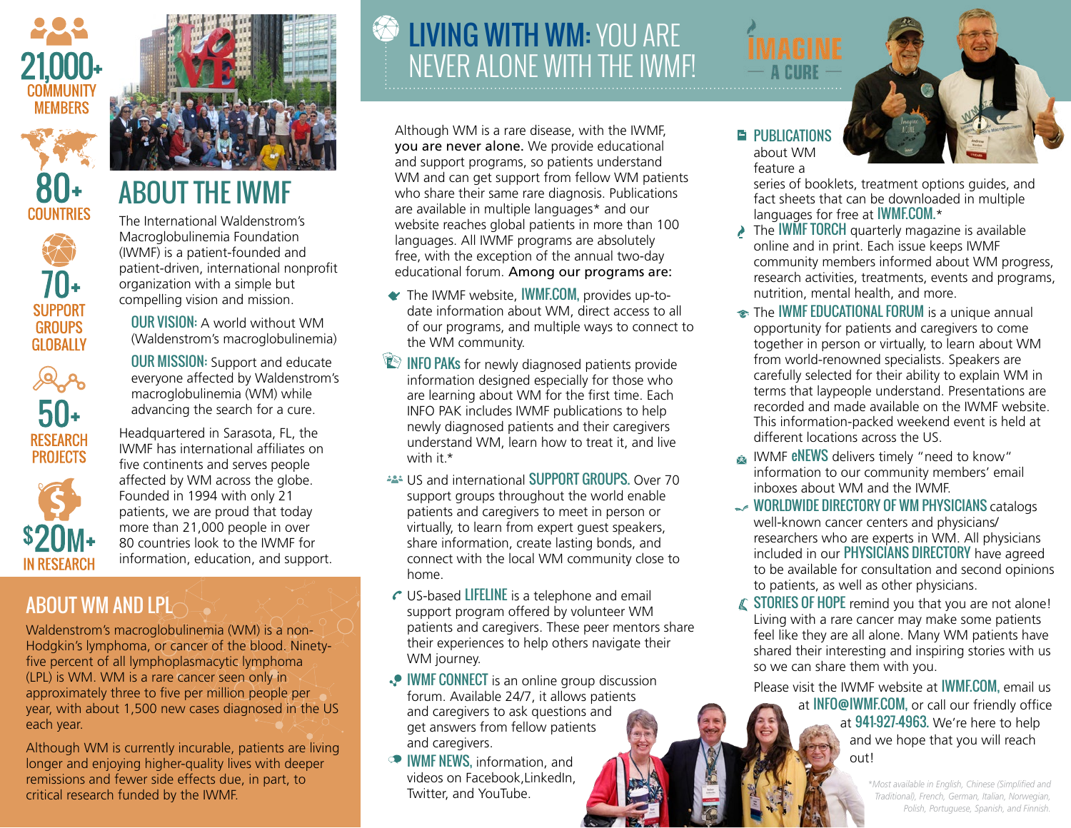21,000+ COMMUNITY MEMBERS

80+ COUNTRIES

70+ SUPPORT GROUPS GLOBALLY

50+ RESEARCH PROJECTS

$20M+ IN RESEARCH

## ABOUT THE IWMF

The International Waldenstrom's Macroglobulinemia Foundation (IWMF) is a patient-founded and patient-driven, international nonprofit organization with a simple but compelling vision and mission.

OUR VISION: A world without WM (Waldenstrom's macroglobulinemia)

OUR MISSION: Support and educate everyone affected by Waldenstrom's macroglobulinemia (WM) while advancing the search for a cure.

Headquartered in Sarasota, FL, the IWMF has international affiliates on five continents and serves people affected by WM across the globe. Founded in 1994 with only 21 patients, we are proud that today more than 21,000 people in over 80 countries look to the IWMF for information, education, and support.

## ABOUT WM AND LPL

Waldenstrom's macroglobulinemia (WM) is a non-Hodgkin's lymphoma, or cancer of the blood. Ninety-five percent of all lymphoplasmacytic lymphoma (LPL) is WM. WM is a rare cancer seen only in approximately three to five per million people per year, with about 1,500 new cases diagnosed in the US each year.

Although WM is currently incurable, patients are living longer and enjoying higher-quality lives with deeper remissions and fewer side effects due, in part, to critical research funded by the IWMF.

# LIVING WITH WM: YOU ARE NEVER ALONE WITH THE IWMF!

IMAGINE — A CURE —

Although WM is a rare disease, with the IWMF, **you are never alone.** We provide educational and support programs, so patients understand WM and can get support from fellow WM patients who share their same rare diagnosis. Publications are available in multiple languages* and our website reaches global patients in more than 100 languages. All IWMF programs are absolutely free, with the exception of the annual two-day educational forum. **Among our programs are:**

- The IWMF website, **IWMF.COM,** provides up-to-date information about WM, direct access to all of our programs, and multiple ways to connect to the WM community.
- **INFO PAKs** for newly diagnosed patients provide information designed especially for those who are learning about WM for the first time. Each INFO PAK includes IWMF publications to help newly diagnosed patients and their caregivers understand WM, learn how to treat it, and live with it.*
- US and international **SUPPORT GROUPS.** Over 70 support groups throughout the world enable patients and caregivers to meet in person or virtually, to learn from expert guest speakers, share information, create lasting bonds, and connect with the local WM community close to home.
- US-based **LIFELINE** is a telephone and email support program offered by volunteer WM patients and caregivers. These peer mentors share their experiences to help others navigate their WM journey.
- **IWMF CONNECT** is an online group discussion forum. Available 24/7, it allows patients and caregivers to ask questions and get answers from fellow patients and caregivers.
- **IWMF NEWS,** information, and videos on Facebook,LinkedIn, Twitter, and YouTube.
- **PUBLICATIONS** about WM feature a series of booklets, treatment options guides, and fact sheets that can be downloaded in multiple languages for free at **IWMF.COM.***
- The **IWMF TORCH** quarterly magazine is available online and in print. Each issue keeps IWMF community members informed about WM progress, research activities, treatments, events and programs, nutrition, mental health, and more.
- The **IWMF EDUCATIONAL FORUM** is a unique annual opportunity for patients and caregivers to come together in person or virtually, to learn about WM from world-renowned specialists. Speakers are carefully selected for their ability to explain WM in terms that laypeople understand. Presentations are recorded and made available on the IWMF website. This information-packed weekend event is held at different locations across the US.
- IWMF **eNEWS** delivers timely "need to know" information to our community members' email inboxes about WM and the IWMF.
- **WORLDWIDE DIRECTORY OF WM PHYSICIANS** catalogs well-known cancer centers and physicians/ researchers who are experts in WM. All physicians included in our **PHYSICIANS DIRECTORY** have agreed to be available for consultation and second opinions to patients, as well as other physicians.
- **STORIES OF HOPE** remind you that you are not alone! Living with a rare cancer may make some patients feel like they are all alone. Many WM patients have shared their interesting and inspiring stories with us so we can share them with you.

Please visit the IWMF website at **IWMF.COM,** email us at **INFO@IWMF.COM,** or call our friendly office at **941-927-4963.** We're here to help and we hope that you will reach out!

*Most available in English, Chinese (Simplified and Traditional), French, German, Italian, Norwegian, Polish, Portuguese, Spanish, and Finnish.*